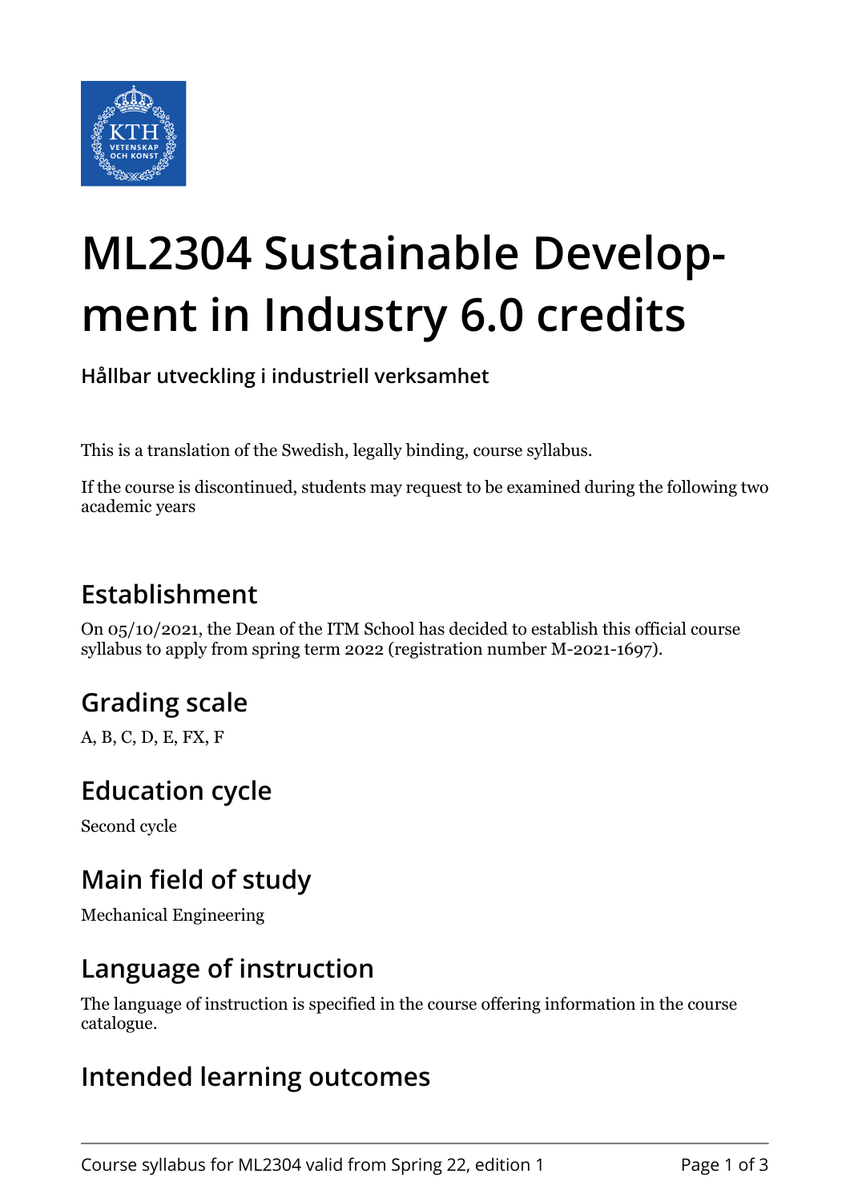# ML2304 Sustainable Development in Industry 6.0 credits

**Hållbar utveckling i industriell verksamhet**

This is a translation of the Swedish, legally binding, course syllabus.

If the course is discontinued, students may request to be examined during the following two academic years

## Establishment

On 05/10/2021, the Dean of the ITM School has decided to establish this official course syllabus to apply from spring term 2022 (registration number M-2021-1697).

## Grading scale

A, B, C, D, E, FX, F

## Education cycle

Second cycle

## Main field of study

Mechanical Engineering

## Language of instruction

The language of instruction is specified in the course offering information in the course catalogue.

## Intended learning outcomes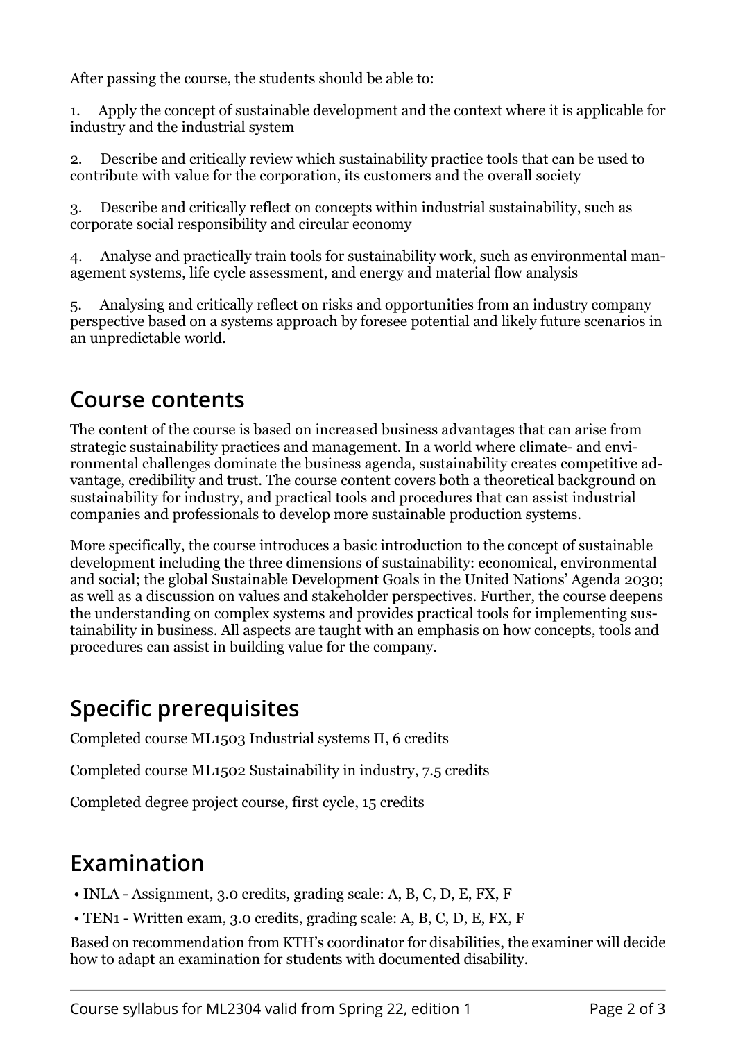After passing the course, the students should be able to:

1. Apply the concept of sustainable development and the context where it is applicable for industry and the industrial system

2. Describe and critically review which sustainability practice tools that can be used to contribute with value for the corporation, its customers and the overall society

3. Describe and critically reflect on concepts within industrial sustainability, such as corporate social responsibility and circular economy

4. Analyse and practically train tools for sustainability work, such as environmental management systems, life cycle assessment, and energy and material flow analysis

5. Analysing and critically reflect on risks and opportunities from an industry company perspective based on a systems approach by foresee potential and likely future scenarios in an unpredictable world.

## Course contents

The content of the course is based on increased business advantages that can arise from strategic sustainability practices and management. In a world where climate- and environmental challenges dominate the business agenda, sustainability creates competitive advantage, credibility and trust. The course content covers both a theoretical background on sustainability for industry, and practical tools and procedures that can assist industrial companies and professionals to develop more sustainable production systems.

More specifically, the course introduces a basic introduction to the concept of sustainable development including the three dimensions of sustainability: economical, environmental and social; the global Sustainable Development Goals in the United Nations' Agenda 2030; as well as a discussion on values and stakeholder perspectives. Further, the course deepens the understanding on complex systems and provides practical tools for implementing sustainability in business. All aspects are taught with an emphasis on how concepts, tools and procedures can assist in building value for the company.

## Specific prerequisites

Completed course ML1503 Industrial systems II, 6 credits

Completed course ML1502 Sustainability in industry, 7.5 credits

Completed degree project course, first cycle, 15 credits

## Examination

- INLA - Assignment, 3.0 credits, grading scale: A, B, C, D, E, FX, F
- TEN1 - Written exam, 3.0 credits, grading scale: A, B, C, D, E, FX, F

Based on recommendation from KTH's coordinator for disabilities, the examiner will decide how to adapt an examination for students with documented disability.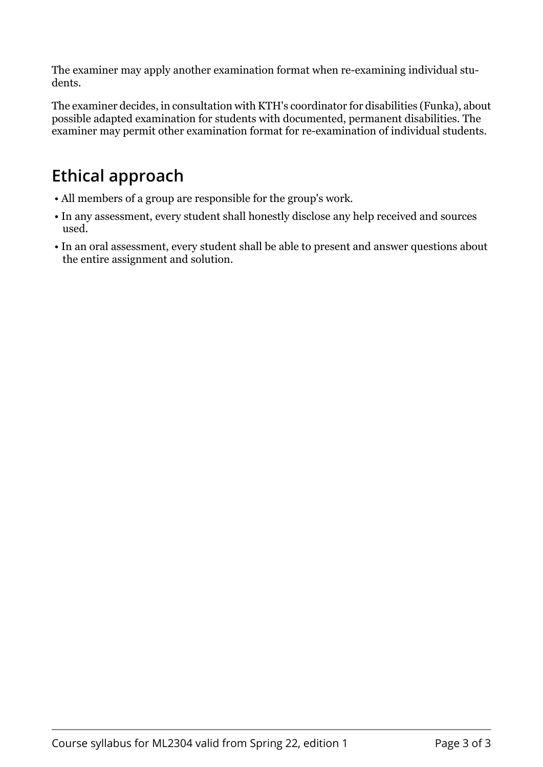The examiner may apply another examination format when re-examining individual students.

The examiner decides, in consultation with KTH's coordinator for disabilities (Funka), about possible adapted examination for students with documented, permanent disabilities. The examiner may permit other examination format for re-examination of individual students.

## Ethical approach

- All members of a group are responsible for the group's work.
- In any assessment, every student shall honestly disclose any help received and sources used.
- In an oral assessment, every student shall be able to present and answer questions about the entire assignment and solution.